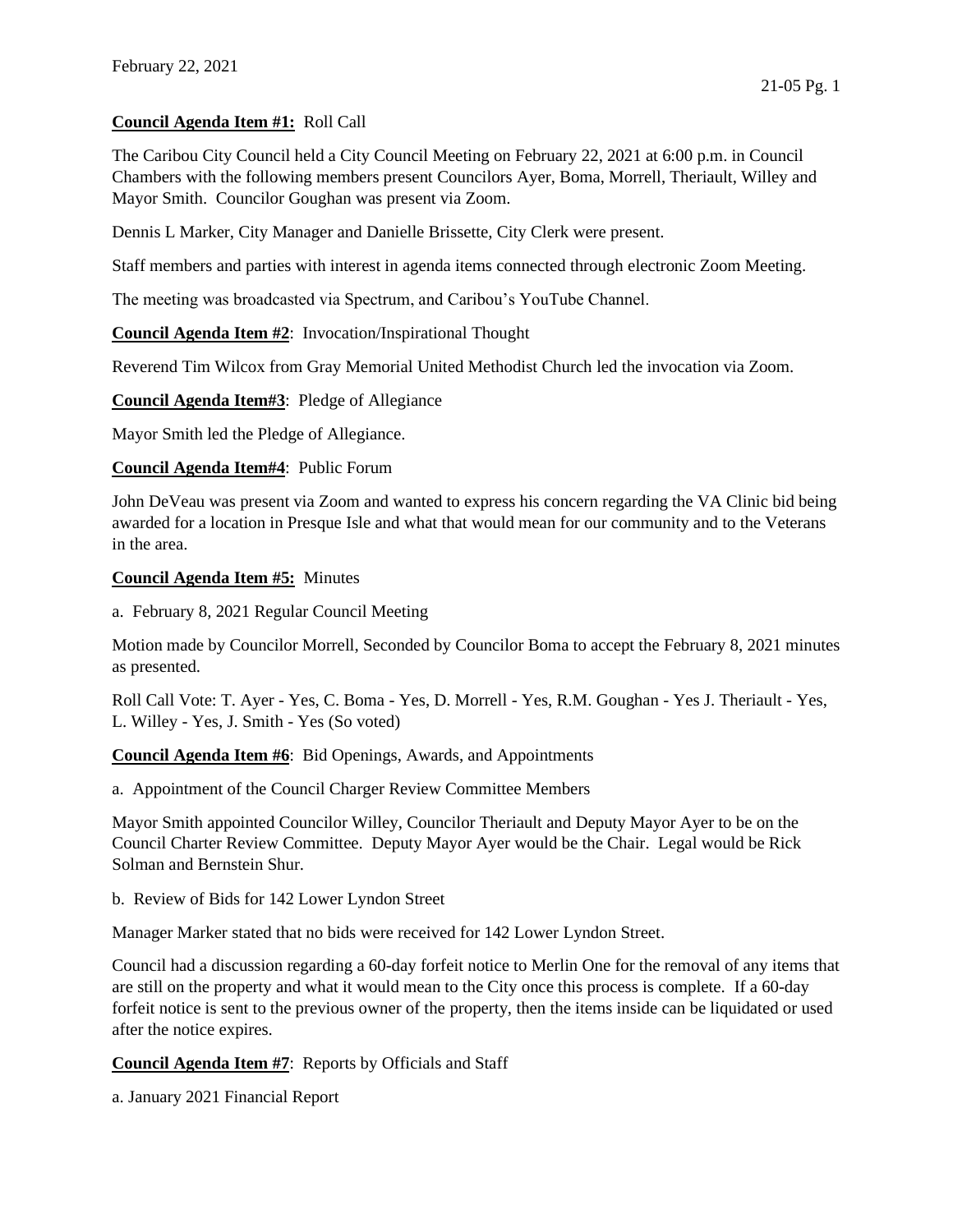February 22, 2021

**Council Agenda Item #1:** Roll Call

The Caribou City Council held a City Council Meeting on February 22, 2021 at 6:00 p.m. in Council Chambers with the following members present Councilors Ayer, Boma, Morrell, Theriault, Willey and Mayor Smith. Councilor Goughan was present via Zoom.

Dennis L Marker, City Manager and Danielle Brissette, City Clerk were present.

Staff members and parties with interest in agenda items connected through electronic Zoom Meeting.

The meeting was broadcasted via Spectrum, and Caribou's YouTube Channel.

**Council Agenda Item #2**: Invocation/Inspirational Thought

Reverend Tim Wilcox from Gray Memorial United Methodist Church led the invocation via Zoom.

**Council Agenda Item#3**: Pledge of Allegiance

Mayor Smith led the Pledge of Allegiance.

**Council Agenda Item#4**: Public Forum

John DeVeau was present via Zoom and wanted to express his concern regarding the VA Clinic bid being awarded for a location in Presque Isle and what that would mean for our community and to the Veterans in the area.

**Council Agenda Item #5:** Minutes

a. February 8, 2021 Regular Council Meeting

Motion made by Councilor Morrell, Seconded by Councilor Boma to accept the February 8, 2021 minutes as presented.

Roll Call Vote: T. Ayer - Yes, C. Boma - Yes, D. Morrell - Yes, R.M. Goughan - Yes J. Theriault - Yes, L. Willey - Yes, J. Smith - Yes (So voted)

**Council Agenda Item #6**: Bid Openings, Awards, and Appointments

a. Appointment of the Council Charger Review Committee Members

Mayor Smith appointed Councilor Willey, Councilor Theriault and Deputy Mayor Ayer to be on the Council Charter Review Committee. Deputy Mayor Ayer would be the Chair. Legal would be Rick Solman and Bernstein Shur.

b. Review of Bids for 142 Lower Lyndon Street

Manager Marker stated that no bids were received for 142 Lower Lyndon Street.

Council had a discussion regarding a 60-day forfeit notice to Merlin One for the removal of any items that are still on the property and what it would mean to the City once this process is complete. If a 60-day forfeit notice is sent to the previous owner of the property, then the items inside can be liquidated or used after the notice expires.

**Council Agenda Item #7**: Reports by Officials and Staff

a. January 2021 Financial Report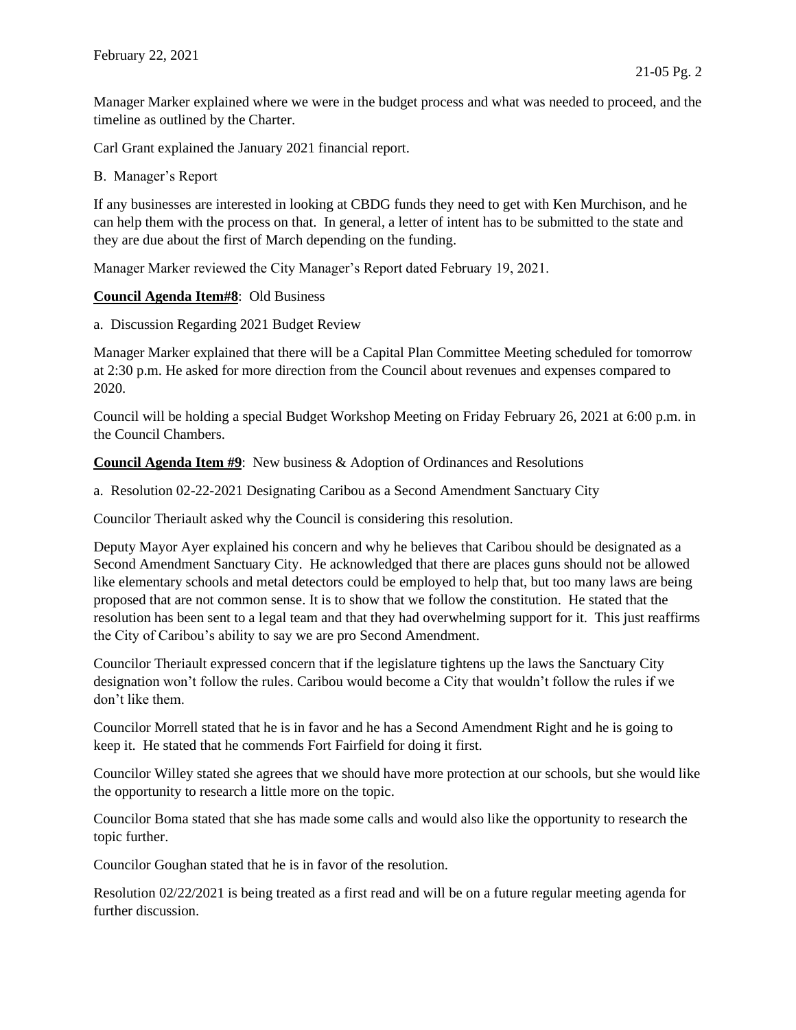Manager Marker explained where we were in the budget process and what was needed to proceed, and the timeline as outlined by the Charter.

Carl Grant explained the January 2021 financial report.

B. Manager's Report

If any businesses are interested in looking at CBDG funds they need to get with Ken Murchison, and he can help them with the process on that. In general, a letter of intent has to be submitted to the state and they are due about the first of March depending on the funding.

Manager Marker reviewed the City Manager's Report dated February 19, 2021.

**Council Agenda Item#8**: Old Business

a. Discussion Regarding 2021 Budget Review

Manager Marker explained that there will be a Capital Plan Committee Meeting scheduled for tomorrow at 2:30 p.m. He asked for more direction from the Council about revenues and expenses compared to 2020.

Council will be holding a special Budget Workshop Meeting on Friday February 26, 2021 at 6:00 p.m. in the Council Chambers.

**Council Agenda Item #9**: New business & Adoption of Ordinances and Resolutions

a. Resolution 02-22-2021 Designating Caribou as a Second Amendment Sanctuary City

Councilor Theriault asked why the Council is considering this resolution.

Deputy Mayor Ayer explained his concern and why he believes that Caribou should be designated as a Second Amendment Sanctuary City. He acknowledged that there are places guns should not be allowed like elementary schools and metal detectors could be employed to help that, but too many laws are being proposed that are not common sense. It is to show that we follow the constitution. He stated that the resolution has been sent to a legal team and that they had overwhelming support for it. This just reaffirms the City of Caribou's ability to say we are pro Second Amendment.

Councilor Theriault expressed concern that if the legislature tightens up the laws the Sanctuary City designation won't follow the rules. Caribou would become a City that wouldn't follow the rules if we don't like them.

Councilor Morrell stated that he is in favor and he has a Second Amendment Right and he is going to keep it. He stated that he commends Fort Fairfield for doing it first.

Councilor Willey stated she agrees that we should have more protection at our schools, but she would like the opportunity to research a little more on the topic.

Councilor Boma stated that she has made some calls and would also like the opportunity to research the topic further.

Councilor Goughan stated that he is in favor of the resolution.

Resolution 02/22/2021 is being treated as a first read and will be on a future regular meeting agenda for further discussion.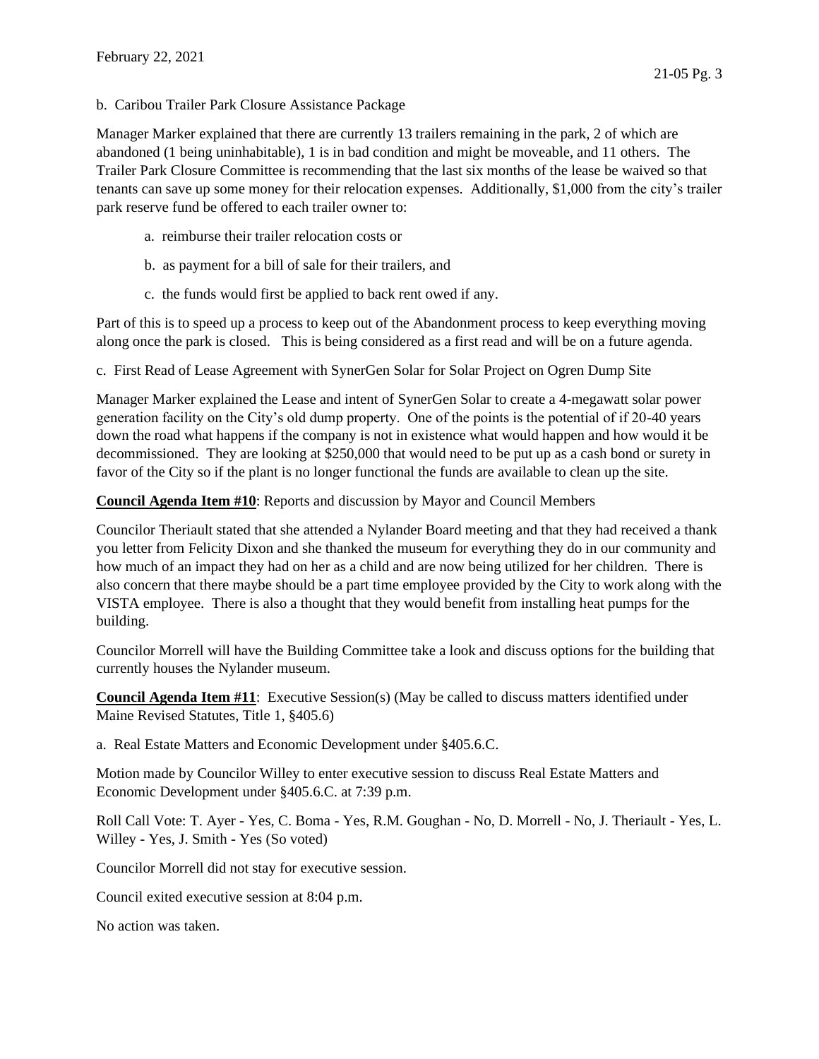b. Caribou Trailer Park Closure Assistance Package

Manager Marker explained that there are currently 13 trailers remaining in the park, 2 of which are abandoned (1 being uninhabitable), 1 is in bad condition and might be moveable, and 11 others. The Trailer Park Closure Committee is recommending that the last six months of the lease be waived so that tenants can save up some money for their relocation expenses. Additionally, $1,000 from the city's trailer park reserve fund be offered to each trailer owner to:

a. reimburse their trailer relocation costs or

b. as payment for a bill of sale for their trailers, and

c. the funds would first be applied to back rent owed if any.

Part of this is to speed up a process to keep out of the Abandonment process to keep everything moving along once the park is closed. This is being considered as a first read and will be on a future agenda.

c. First Read of Lease Agreement with SynerGen Solar for Solar Project on Ogren Dump Site

Manager Marker explained the Lease and intent of SynerGen Solar to create a 4-megawatt solar power generation facility on the City's old dump property. One of the points is the potential of if 20-40 years down the road what happens if the company is not in existence what would happen and how would it be decommissioned. They are looking at $250,000 that would need to be put up as a cash bond or surety in favor of the City so if the plant is no longer functional the funds are available to clean up the site.

**Council Agenda Item #10**: Reports and discussion by Mayor and Council Members

Councilor Theriault stated that she attended a Nylander Board meeting and that they had received a thank you letter from Felicity Dixon and she thanked the museum for everything they do in our community and how much of an impact they had on her as a child and are now being utilized for her children. There is also concern that there maybe should be a part time employee provided by the City to work along with the VISTA employee. There is also a thought that they would benefit from installing heat pumps for the building.

Councilor Morrell will have the Building Committee take a look and discuss options for the building that currently houses the Nylander museum.

**Council Agenda Item #11**: Executive Session(s) (May be called to discuss matters identified under Maine Revised Statutes, Title 1, §405.6)

a. Real Estate Matters and Economic Development under §405.6.C.

Motion made by Councilor Willey to enter executive session to discuss Real Estate Matters and Economic Development under §405.6.C. at 7:39 p.m.

Roll Call Vote: T. Ayer - Yes, C. Boma - Yes, R.M. Goughan - No, D. Morrell - No, J. Theriault - Yes, L. Willey - Yes, J. Smith - Yes (So voted)

Councilor Morrell did not stay for executive session.

Council exited executive session at 8:04 p.m.

No action was taken.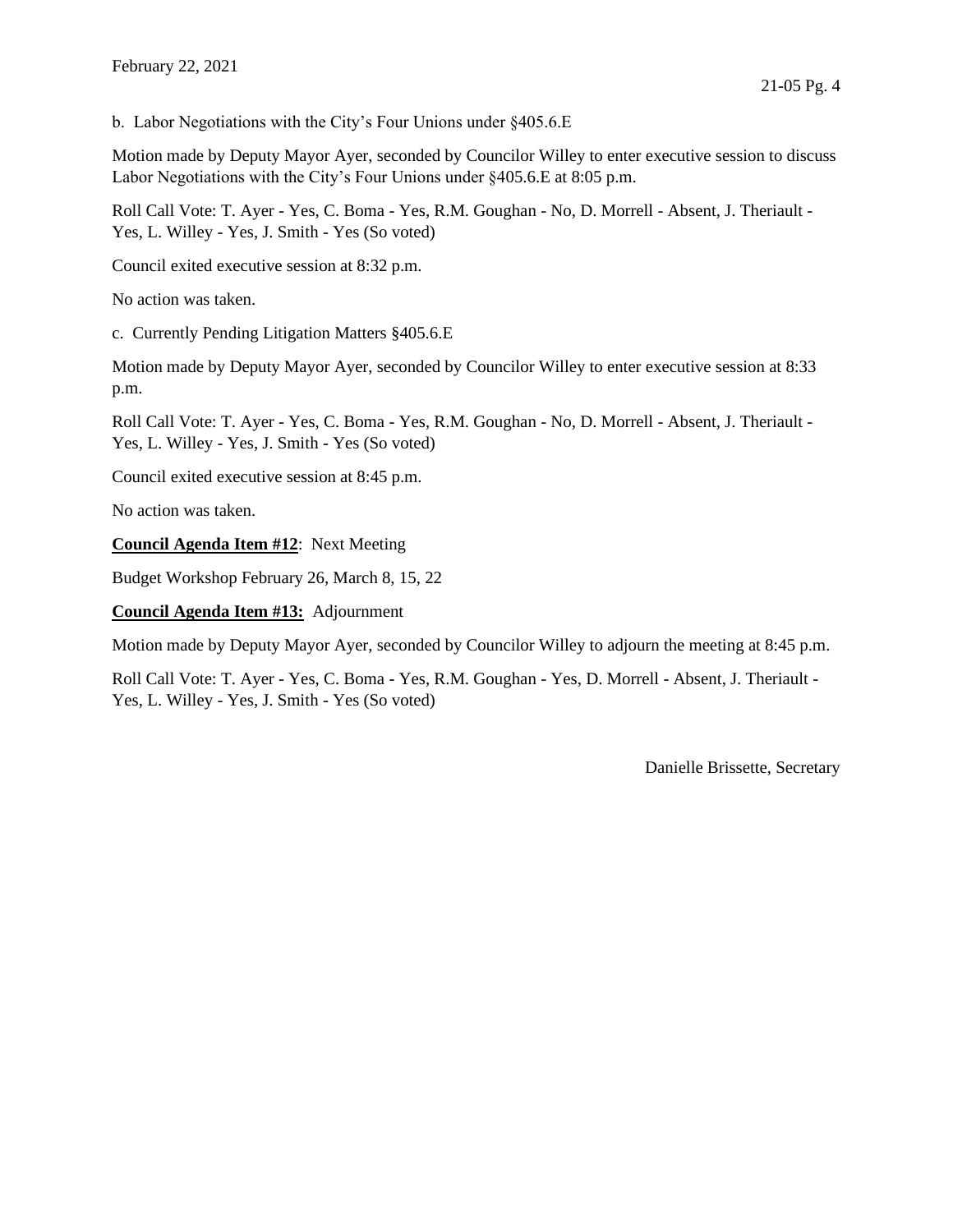b. Labor Negotiations with the City's Four Unions under §405.6.E

Motion made by Deputy Mayor Ayer, seconded by Councilor Willey to enter executive session to discuss Labor Negotiations with the City's Four Unions under §405.6.E at 8:05 p.m.

Roll Call Vote: T. Ayer - Yes, C. Boma - Yes, R.M. Goughan - No, D. Morrell - Absent, J. Theriault - Yes, L. Willey - Yes, J. Smith - Yes (So voted)

Council exited executive session at 8:32 p.m.

No action was taken.

c. Currently Pending Litigation Matters §405.6.E

Motion made by Deputy Mayor Ayer, seconded by Councilor Willey to enter executive session at 8:33 p.m.

Roll Call Vote: T. Ayer - Yes, C. Boma - Yes, R.M. Goughan - No, D. Morrell - Absent, J. Theriault - Yes, L. Willey - Yes, J. Smith - Yes (So voted)

Council exited executive session at 8:45 p.m.

No action was taken.

**Council Agenda Item #12**: Next Meeting

Budget Workshop February 26, March 8, 15, 22

**Council Agenda Item #13:** Adjournment

Motion made by Deputy Mayor Ayer, seconded by Councilor Willey to adjourn the meeting at 8:45 p.m.

Roll Call Vote: T. Ayer - Yes, C. Boma - Yes, R.M. Goughan - Yes, D. Morrell - Absent, J. Theriault - Yes, L. Willey - Yes, J. Smith - Yes (So voted)

Danielle Brissette, Secretary